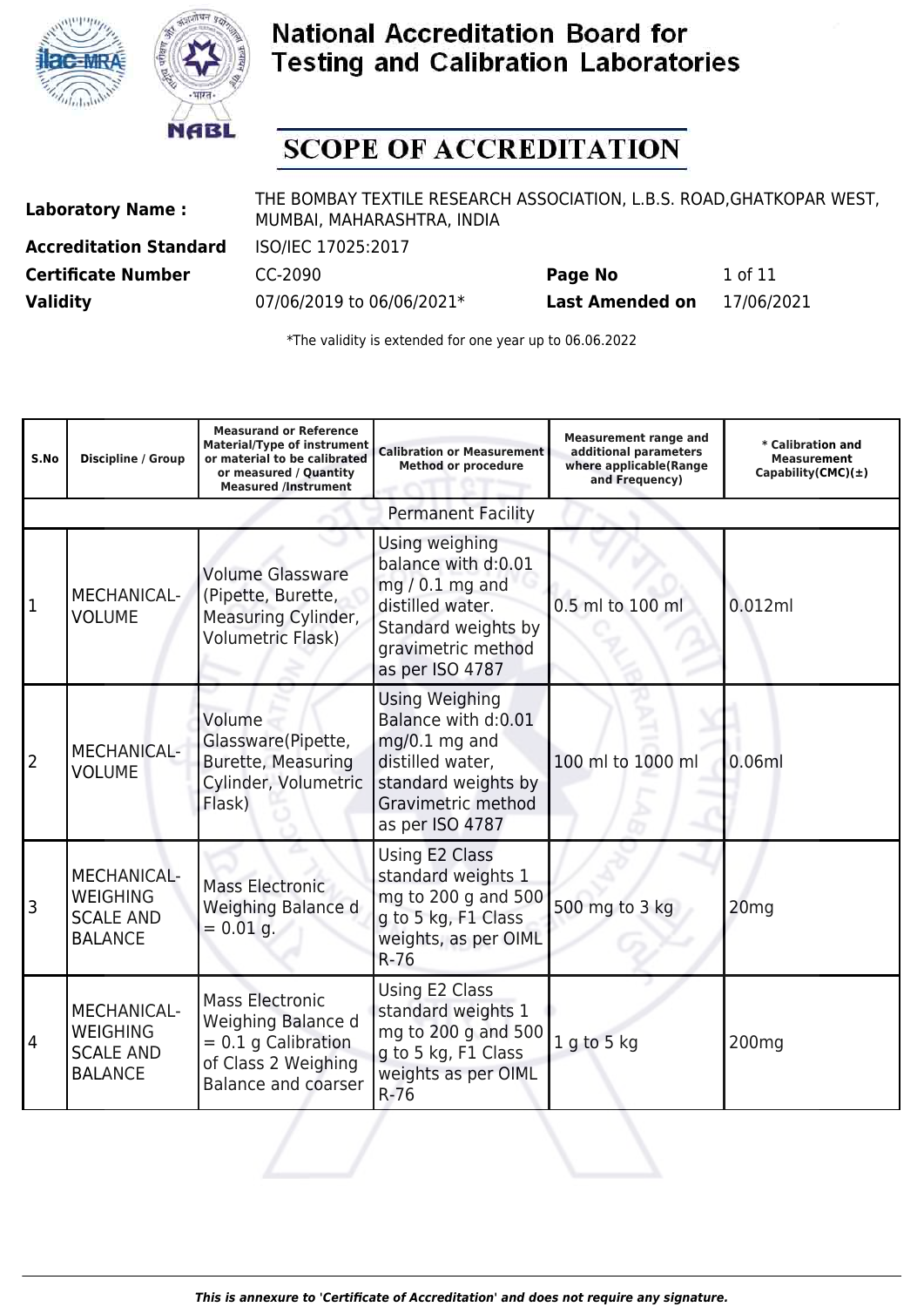# National Accreditation Board for Testing and Calibration Laboratories

## SCOPE OF ACCREDITATION

| | | | |
|---|---|---|---|
| **Laboratory Name :** | THE BOMBAY TEXTILE RESEARCH ASSOCIATION, L.B.S. ROAD,GHATKOPAR WEST, MUMBAI, MAHARASHTRA, INDIA | | |
| **Accreditation Standard** | ISO/IEC 17025:2017 | | |
| **Certificate Number** | CC-2090 | **Page No** | 1 of 11 |
| **Validity** | 07/06/2019 to 06/06/2021* | **Last Amended on** | 17/06/2021 |

*The validity is extended for one year up to 06.06.2022

| S.No | Discipline / Group | Measurand or Reference Material/Type of instrument or material to be calibrated or measured / Quantity Measured /Instrument | Calibration or Measurement Method or procedure | Measurement range and additional parameters where applicable(Range and Frequency) | * Calibration and Measurement Capability(CMC)(±) |
|---|---|---|---|---|---|
| | | | Permanent Facility | | |
| 1 | MECHANICAL-VOLUME | Volume Glassware (Pipette, Burette, Measuring Cylinder, Volumetric Flask) | Using weighing balance with d:0.01 mg / 0.1 mg and distilled water. Standard weights by gravimetric method as per ISO 4787 | 0.5 ml to 100 ml | 0.012ml |
| 2 | MECHANICAL-VOLUME | Volume Glassware(Pipette, Burette, Measuring Cylinder, Volumetric Flask) | Using Weighing Balance with d:0.01 mg/0.1 mg and distilled water, standard weights by Gravimetric method as per ISO 4787 | 100 ml to 1000 ml | 0.06ml |
| 3 | MECHANICAL-WEIGHING SCALE AND BALANCE | Mass Electronic Weighing Balance d = 0.01 g. | Using E2 Class standard weights 1 mg to 200 g and 500 g to 5 kg, F1 Class weights, as per OIML R-76 | 500 mg to 3 kg | 20mg |
| 4 | MECHANICAL-WEIGHING SCALE AND BALANCE | Mass Electronic Weighing Balance d = 0.1 g Calibration of Class 2 Weighing Balance and coarser | Using E2 Class standard weights 1 mg to 200 g and 500 g to 5 kg, F1 Class weights as per OIML R-76 | 1 g to 5 kg | 200mg |

*This is annexure to 'Certificate of Accreditation' and does not require any signature.*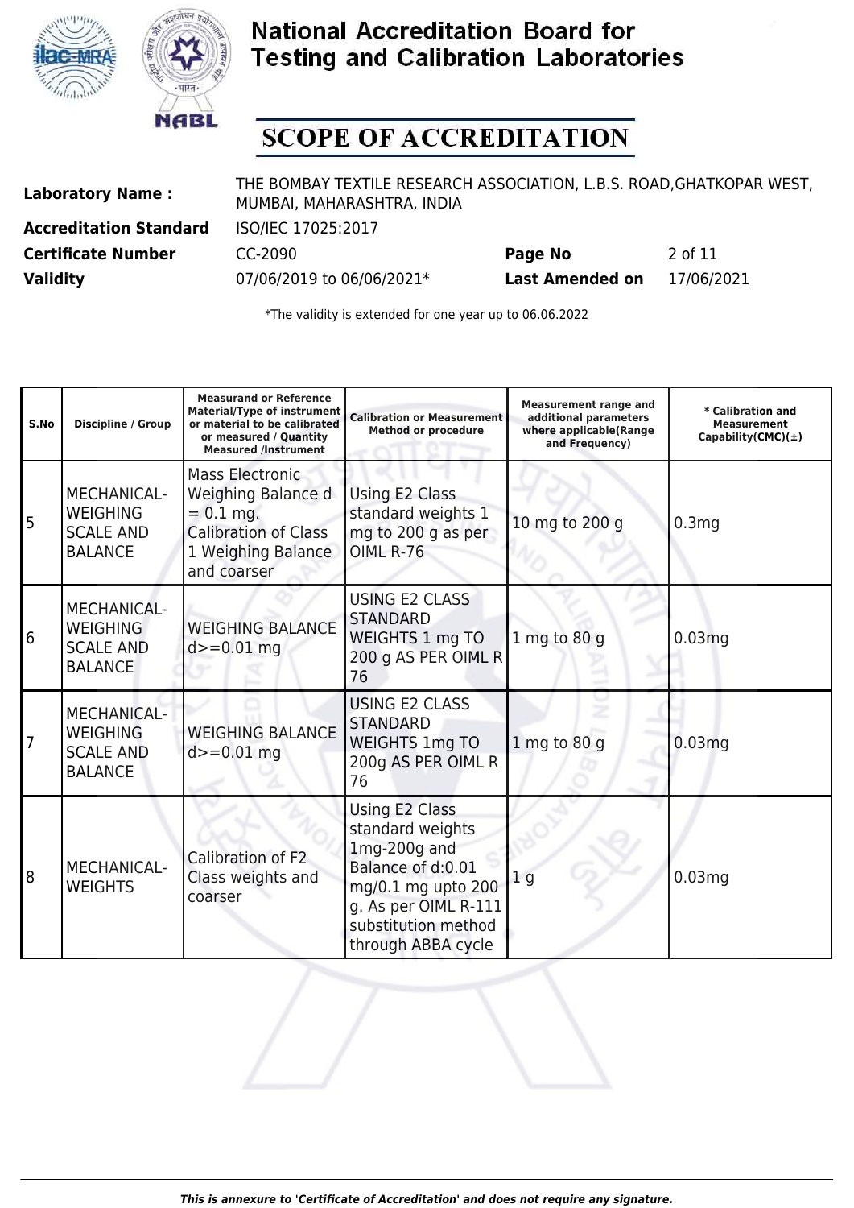# National Accreditation Board for Testing and Calibration Laboratories

## SCOPE OF ACCREDITATION

| | | | |
|---|---|---|---|
| **Laboratory Name :** | THE BOMBAY TEXTILE RESEARCH ASSOCIATION, L.B.S. ROAD,GHATKOPAR WEST, MUMBAI, MAHARASHTRA, INDIA | | |
| **Accreditation Standard** | ISO/IEC 17025:2017 | | |
| **Certificate Number** | CC-2090 | **Page No** | 2 of 11 |
| **Validity** | 07/06/2019 to 06/06/2021* | **Last Amended on** | 17/06/2021 |

*The validity is extended for one year up to 06.06.2022

| S.No | Discipline / Group | Measurand or Reference Material/Type of instrument or material to be calibrated or measured / Quantity Measured /Instrument | Calibration or Measurement Method or procedure | Measurement range and additional parameters where applicable(Range and Frequency) | * Calibration and Measurement Capability(CMC)(±) |
|---|---|---|---|---|---|
| 5 | MECHANICAL- WEIGHING SCALE AND BALANCE | Mass Electronic Weighing Balance d = 0.1 mg. Calibration of Class 1 Weighing Balance and coarser | Using E2 Class standard weights 1 mg to 200 g as per OIML R-76 | 10 mg to 200 g | 0.3mg |
| 6 | MECHANICAL- WEIGHING SCALE AND BALANCE | WEIGHING BALANCE d>=0.01 mg | USING E2 CLASS STANDARD WEIGHTS 1 mg TO 200 g AS PER OIML R 76 | 1 mg to 80 g | 0.03mg |
| 7 | MECHANICAL- WEIGHING SCALE AND BALANCE | WEIGHING BALANCE d>=0.01 mg | USING E2 CLASS STANDARD WEIGHTS 1mg TO 200g AS PER OIML R 76 | 1 mg to 80 g | 0.03mg |
| 8 | MECHANICAL- WEIGHTS | Calibration of F2 Class weights and coarser | Using E2 Class standard weights 1mg-200g and Balance of d:0.01 mg/0.1 mg upto 200 g. As per OIML R-111 substitution method through ABBA cycle | 1 g | 0.03mg |

*This is annexure to 'Certificate of Accreditation' and does not require any signature.*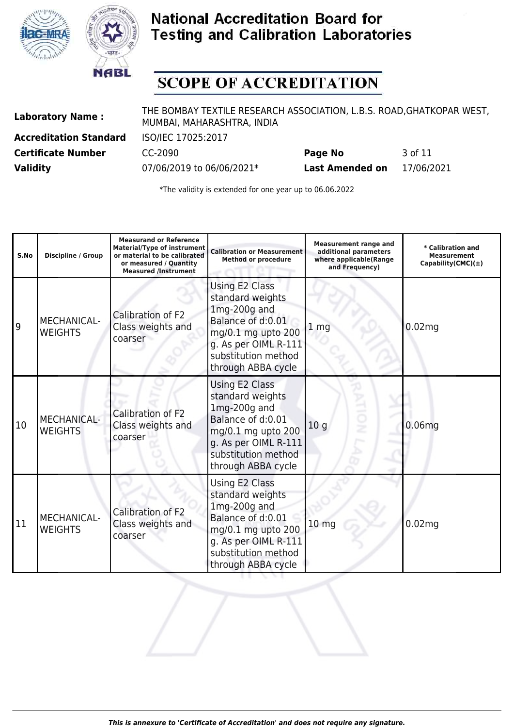# National Accreditation Board for Testing and Calibration Laboratories

## SCOPE OF ACCREDITATION

| | | | |
|---|---|---|---|
| **Laboratory Name :** | THE BOMBAY TEXTILE RESEARCH ASSOCIATION, L.B.S. ROAD,GHATKOPAR WEST, MUMBAI, MAHARASHTRA, INDIA | | |
| **Accreditation Standard** | ISO/IEC 17025:2017 | | |
| **Certificate Number** | CC-2090 | **Page No** | 3 of 11 |
| **Validity** | 07/06/2019 to 06/06/2021* | **Last Amended on** | 17/06/2021 |

*The validity is extended for one year up to 06.06.2022

| S.No | Discipline / Group | Measurand or Reference Material/Type of instrument or material to be calibrated or measured / Quantity Measured /Instrument | Calibration or Measurement Method or procedure | Measurement range and additional parameters where applicable(Range and Frequency) | * Calibration and Measurement Capability(CMC)(±) |
|---|---|---|---|---|---|
| 9 | MECHANICAL- WEIGHTS | Calibration of F2 Class weights and coarser | Using E2 Class standard weights 1mg-200g and Balance of d:0.01 mg/0.1 mg upto 200 g. As per OIML R-111 substitution method through ABBA cycle | 1 mg | 0.02mg |
| 10 | MECHANICAL- WEIGHTS | Calibration of F2 Class weights and coarser | Using E2 Class standard weights 1mg-200g and Balance of d:0.01 mg/0.1 mg upto 200 g. As per OIML R-111 substitution method through ABBA cycle | 10 g | 0.06mg |
| 11 | MECHANICAL- WEIGHTS | Calibration of F2 Class weights and coarser | Using E2 Class standard weights 1mg-200g and Balance of d:0.01 mg/0.1 mg upto 200 g. As per OIML R-111 substitution method through ABBA cycle | 10 mg | 0.02mg |

*This is annexure to 'Certificate of Accreditation' and does not require any signature.*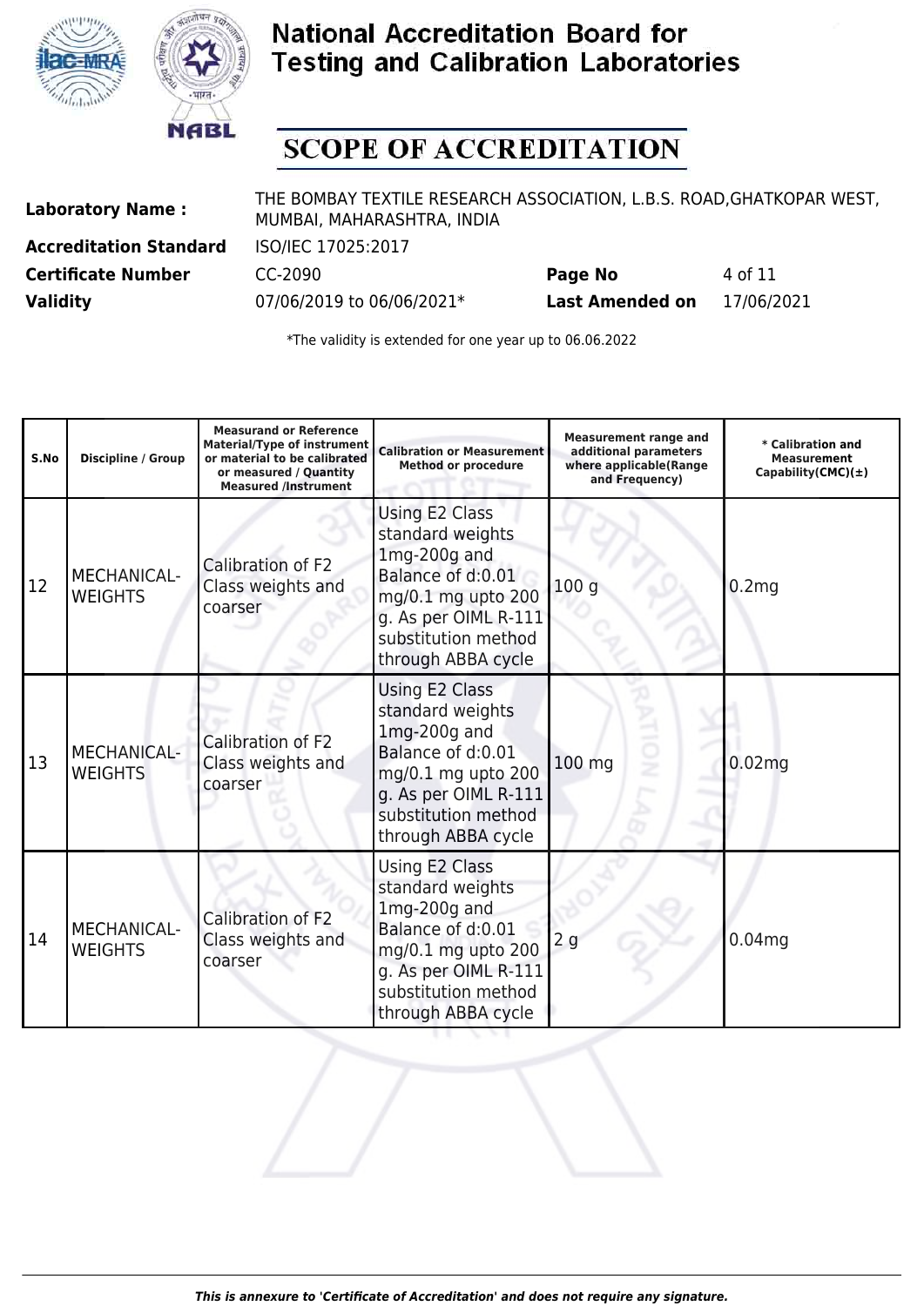# National Accreditation Board for Testing and Calibration Laboratories

## SCOPE OF ACCREDITATION

| | | | |
|---|---|---|---|
| **Laboratory Name :** | THE BOMBAY TEXTILE RESEARCH ASSOCIATION, L.B.S. ROAD,GHATKOPAR WEST, MUMBAI, MAHARASHTRA, INDIA | | |
| **Accreditation Standard** | ISO/IEC 17025:2017 | | |
| **Certificate Number** | CC-2090 | **Page No** | 4 of 11 |
| **Validity** | 07/06/2019 to 06/06/2021* | **Last Amended on** | 17/06/2021 |

*The validity is extended for one year up to 06.06.2022

| S.No | Discipline / Group | Measurand or Reference Material/Type of instrument or material to be calibrated or measured / Quantity Measured /Instrument | Calibration or Measurement Method or procedure | Measurement range and additional parameters where applicable(Range and Frequency) | * Calibration and Measurement Capability(CMC)(±) |
|---|---|---|---|---|---|
| 12 | MECHANICAL- WEIGHTS | Calibration of F2 Class weights and coarser | Using E2 Class standard weights 1mg-200g and Balance of d:0.01 mg/0.1 mg upto 200 g. As per OIML R-111 substitution method through ABBA cycle | 100 g | 0.2mg |
| 13 | MECHANICAL- WEIGHTS | Calibration of F2 Class weights and coarser | Using E2 Class standard weights 1mg-200g and Balance of d:0.01 mg/0.1 mg upto 200 g. As per OIML R-111 substitution method through ABBA cycle | 100 mg | 0.02mg |
| 14 | MECHANICAL- WEIGHTS | Calibration of F2 Class weights and coarser | Using E2 Class standard weights 1mg-200g and Balance of d:0.01 mg/0.1 mg upto 200 g. As per OIML R-111 substitution method through ABBA cycle | 2 g | 0.04mg |

*This is annexure to 'Certificate of Accreditation' and does not require any signature.*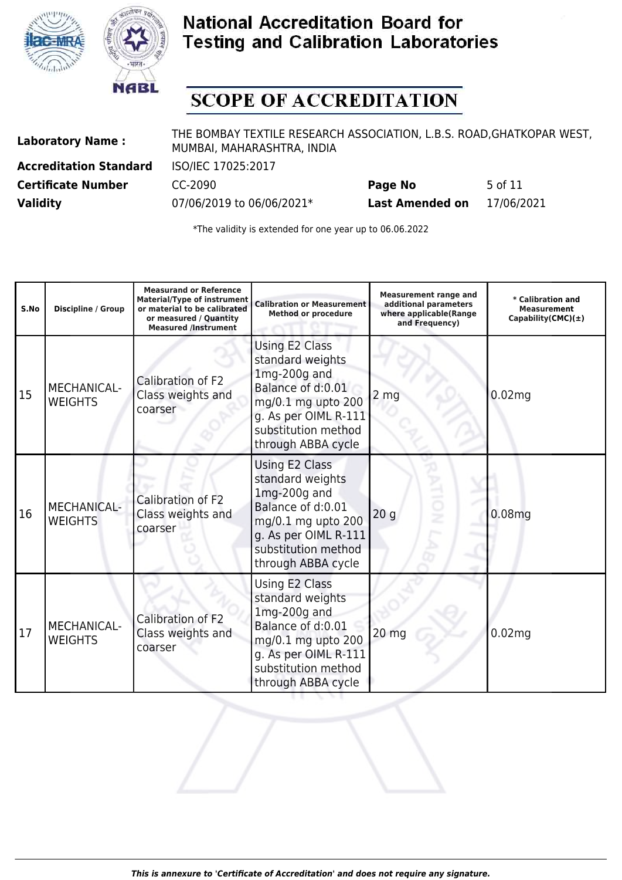# National Accreditation Board for Testing and Calibration Laboratories

## SCOPE OF ACCREDITATION

| | | | |
|---|---|---|---|
| **Laboratory Name :** | THE BOMBAY TEXTILE RESEARCH ASSOCIATION, L.B.S. ROAD,GHATKOPAR WEST, MUMBAI, MAHARASHTRA, INDIA | | |
| **Accreditation Standard** | ISO/IEC 17025:2017 | | |
| **Certificate Number** | CC-2090 | **Page No** | 5 of 11 |
| **Validity** | 07/06/2019 to 06/06/2021* | **Last Amended on** | 17/06/2021 |

*The validity is extended for one year up to 06.06.2022

| S.No | Discipline / Group | Measurand or Reference Material/Type of instrument or material to be calibrated or measured / Quantity Measured /Instrument | Calibration or Measurement Method or procedure | Measurement range and additional parameters where applicable(Range and Frequency) | * Calibration and Measurement Capability(CMC)(±) |
|---|---|---|---|---|---|
| 15 | MECHANICAL- WEIGHTS | Calibration of F2 Class weights and coarser | Using E2 Class standard weights 1mg-200g and Balance of d:0.01 mg/0.1 mg upto 200 g. As per OIML R-111 substitution method through ABBA cycle | 2 mg | 0.02mg |
| 16 | MECHANICAL- WEIGHTS | Calibration of F2 Class weights and coarser | Using E2 Class standard weights 1mg-200g and Balance of d:0.01 mg/0.1 mg upto 200 g. As per OIML R-111 substitution method through ABBA cycle | 20 g | 0.08mg |
| 17 | MECHANICAL- WEIGHTS | Calibration of F2 Class weights and coarser | Using E2 Class standard weights 1mg-200g and Balance of d:0.01 mg/0.1 mg upto 200 g. As per OIML R-111 substitution method through ABBA cycle | 20 mg | 0.02mg |

*This is annexure to 'Certificate of Accreditation' and does not require any signature.*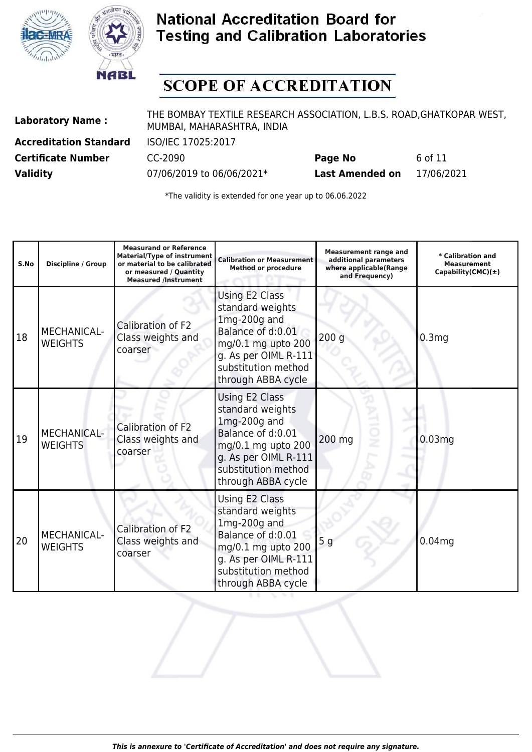# National Accreditation Board for Testing and Calibration Laboratories

## SCOPE OF ACCREDITATION

| | | | |
|---|---|---|---|
| **Laboratory Name :** | THE BOMBAY TEXTILE RESEARCH ASSOCIATION, L.B.S. ROAD,GHATKOPAR WEST, MUMBAI, MAHARASHTRA, INDIA | | |
| **Accreditation Standard** | ISO/IEC 17025:2017 | | |
| **Certificate Number** | CC-2090 | **Page No** | 6 of 11 |
| **Validity** | 07/06/2019 to 06/06/2021* | **Last Amended on** | 17/06/2021 |

*The validity is extended for one year up to 06.06.2022

| S.No | Discipline / Group | Measurand or Reference Material/Type of instrument or material to be calibrated or measured / Quantity Measured /Instrument | Calibration or Measurement Method or procedure | Measurement range and additional parameters where applicable(Range and Frequency) | * Calibration and Measurement Capability(CMC)(±) |
|---|---|---|---|---|---|
| 18 | MECHANICAL- WEIGHTS | Calibration of F2 Class weights and coarser | Using E2 Class standard weights 1mg-200g and Balance of d:0.01 mg/0.1 mg upto 200 g. As per OIML R-111 substitution method through ABBA cycle | 200 g | 0.3mg |
| 19 | MECHANICAL- WEIGHTS | Calibration of F2 Class weights and coarser | Using E2 Class standard weights 1mg-200g and Balance of d:0.01 mg/0.1 mg upto 200 g. As per OIML R-111 substitution method through ABBA cycle | 200 mg | 0.03mg |
| 20 | MECHANICAL- WEIGHTS | Calibration of F2 Class weights and coarser | Using E2 Class standard weights 1mg-200g and Balance of d:0.01 mg/0.1 mg upto 200 g. As per OIML R-111 substitution method through ABBA cycle | 5 g | 0.04mg |

*This is annexure to 'Certificate of Accreditation' and does not require any signature.*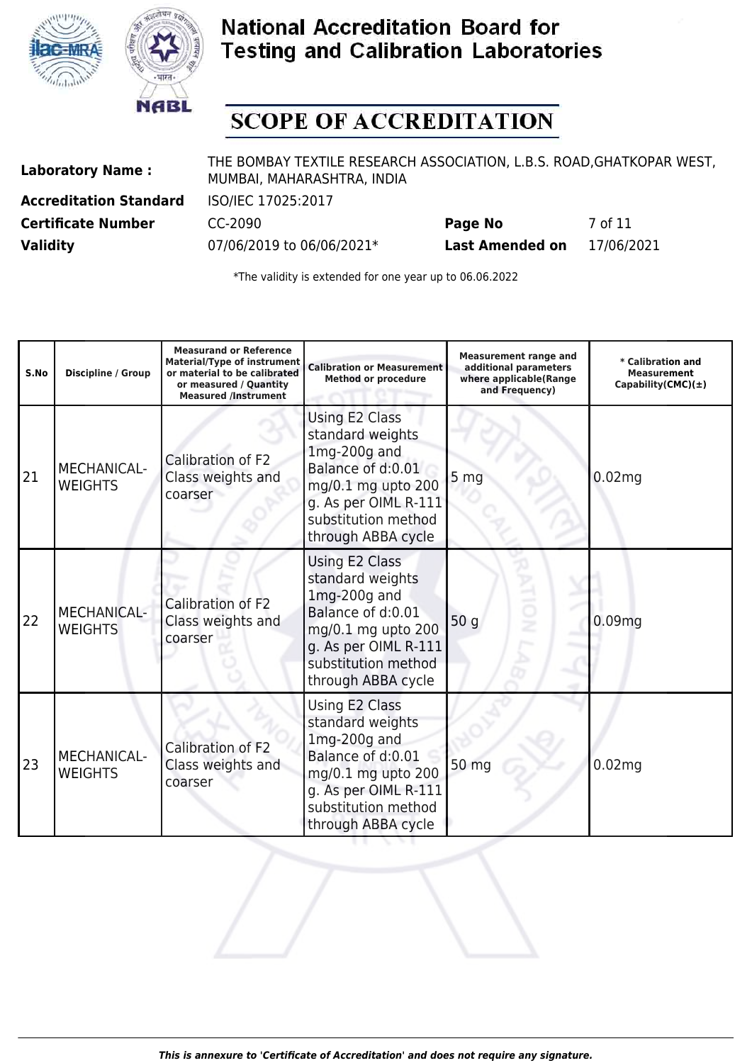# National Accreditation Board for Testing and Calibration Laboratories

## SCOPE OF ACCREDITATION

| | | | |
|---|---|---|---|
| **Laboratory Name :** | THE BOMBAY TEXTILE RESEARCH ASSOCIATION, L.B.S. ROAD,GHATKOPAR WEST, MUMBAI, MAHARASHTRA, INDIA | | |
| **Accreditation Standard** | ISO/IEC 17025:2017 | | |
| **Certificate Number** | CC-2090 | **Page No** | 7 of 11 |
| **Validity** | 07/06/2019 to 06/06/2021* | **Last Amended on** | 17/06/2021 |

*The validity is extended for one year up to 06.06.2022

| S.No | Discipline / Group | Measurand or Reference Material/Type of instrument or material to be calibrated or measured / Quantity Measured /Instrument | Calibration or Measurement Method or procedure | Measurement range and additional parameters where applicable(Range and Frequency) | * Calibration and Measurement Capability(CMC)(±) |
|---|---|---|---|---|---|
| 21 | MECHANICAL- WEIGHTS | Calibration of F2 Class weights and coarser | Using E2 Class standard weights 1mg-200g and Balance of d:0.01 mg/0.1 mg upto 200 g. As per OIML R-111 substitution method through ABBA cycle | 5 mg | 0.02mg |
| 22 | MECHANICAL- WEIGHTS | Calibration of F2 Class weights and coarser | Using E2 Class standard weights 1mg-200g and Balance of d:0.01 mg/0.1 mg upto 200 g. As per OIML R-111 substitution method through ABBA cycle | 50 g | 0.09mg |
| 23 | MECHANICAL- WEIGHTS | Calibration of F2 Class weights and coarser | Using E2 Class standard weights 1mg-200g and Balance of d:0.01 mg/0.1 mg upto 200 g. As per OIML R-111 substitution method through ABBA cycle | 50 mg | 0.02mg |

*This is annexure to 'Certificate of Accreditation' and does not require any signature.*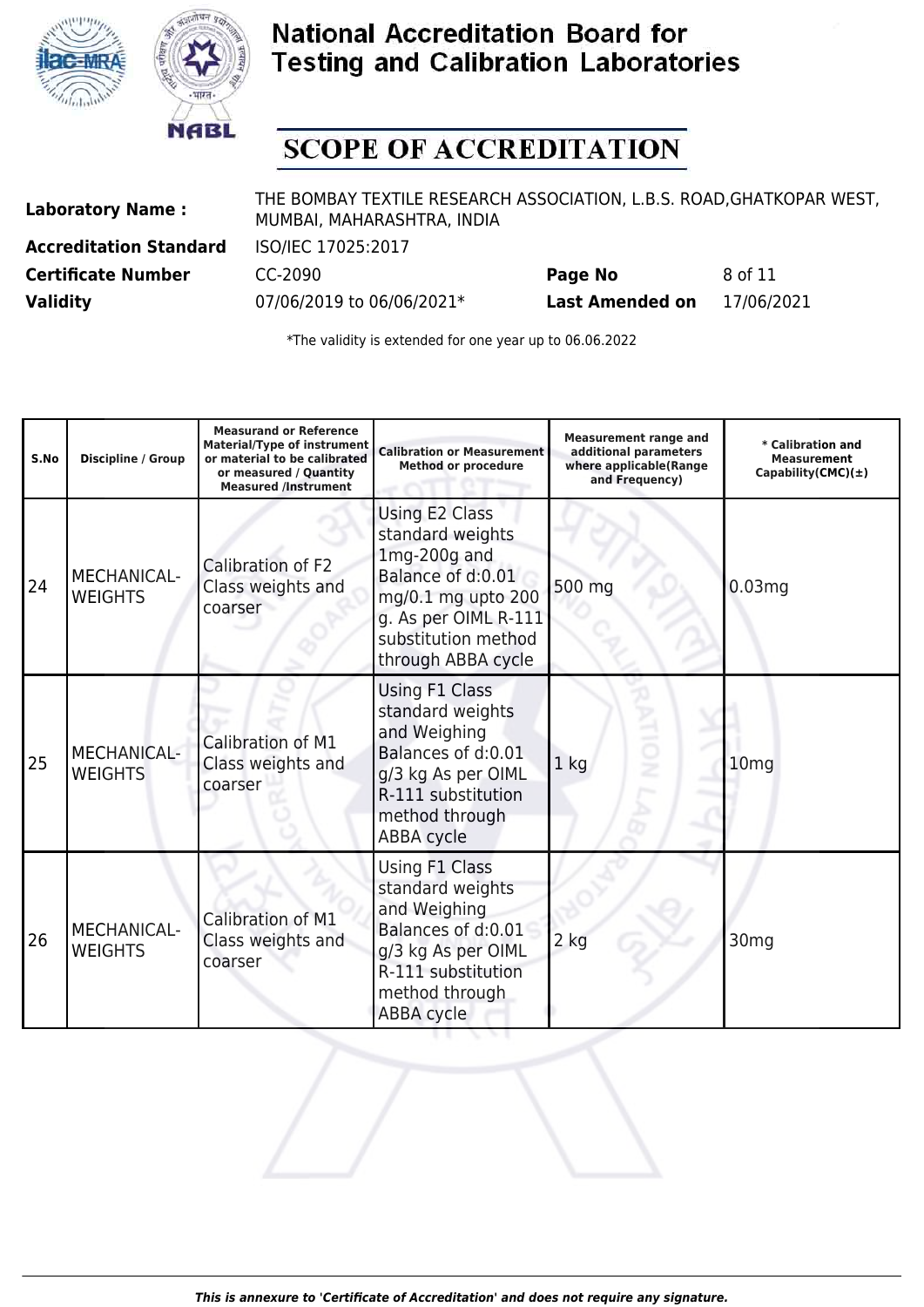# National Accreditation Board for Testing and Calibration Laboratories

## SCOPE OF ACCREDITATION

| | | | |
|---|---|---|---|
| **Laboratory Name :** | THE BOMBAY TEXTILE RESEARCH ASSOCIATION, L.B.S. ROAD,GHATKOPAR WEST, MUMBAI, MAHARASHTRA, INDIA | | |
| **Accreditation Standard** | ISO/IEC 17025:2017 | | |
| **Certificate Number** | CC-2090 | **Page No** | 8 of 11 |
| **Validity** | 07/06/2019 to 06/06/2021* | **Last Amended on** | 17/06/2021 |

*The validity is extended for one year up to 06.06.2022

| S.No | Discipline / Group | Measurand or Reference Material/Type of instrument or material to be calibrated or measured / Quantity Measured /Instrument | Calibration or Measurement Method or procedure | Measurement range and additional parameters where applicable(Range and Frequency) | * Calibration and Measurement Capability(CMC)(±) |
|---|---|---|---|---|---|
| 24 | MECHANICAL- WEIGHTS | Calibration of F2 Class weights and coarser | Using E2 Class standard weights 1mg-200g and Balance of d:0.01 mg/0.1 mg upto 200 g. As per OIML R-111 substitution method through ABBA cycle | 500 mg | 0.03mg |
| 25 | MECHANICAL- WEIGHTS | Calibration of M1 Class weights and coarser | Using F1 Class standard weights and Weighing Balances of d:0.01 g/3 kg As per OIML R-111 substitution method through ABBA cycle | 1 kg | 10mg |
| 26 | MECHANICAL- WEIGHTS | Calibration of M1 Class weights and coarser | Using F1 Class standard weights and Weighing Balances of d:0.01 g/3 kg As per OIML R-111 substitution method through ABBA cycle | 2 kg | 30mg |

*This is annexure to 'Certificate of Accreditation' and does not require any signature.*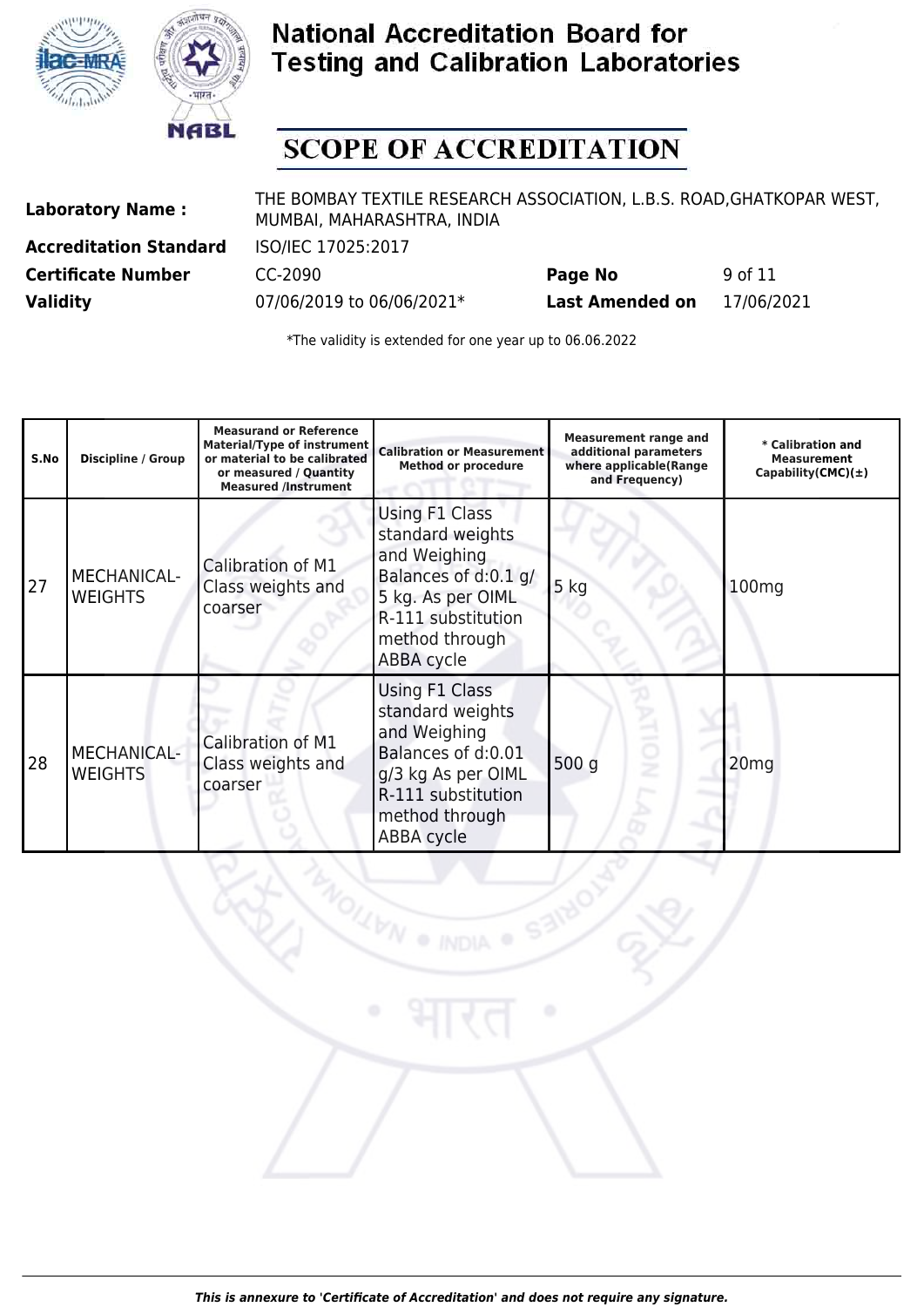# National Accreditation Board for Testing and Calibration Laboratories

## SCOPE OF ACCREDITATION

| | | | |
|---|---|---|---|
| **Laboratory Name :** | THE BOMBAY TEXTILE RESEARCH ASSOCIATION, L.B.S. ROAD,GHATKOPAR WEST, MUMBAI, MAHARASHTRA, INDIA | | |
| **Accreditation Standard** | ISO/IEC 17025:2017 | | |
| **Certificate Number** | CC-2090 | **Page No** | 9 of 11 |
| **Validity** | 07/06/2019 to 06/06/2021* | **Last Amended on** | 17/06/2021 |

*The validity is extended for one year up to 06.06.2022

| S.No | Discipline / Group | Measurand or Reference Material/Type of instrument or material to be calibrated or measured / Quantity Measured /Instrument | Calibration or Measurement Method or procedure | Measurement range and additional parameters where applicable(Range and Frequency) | * Calibration and Measurement Capability(CMC)(±) |
|---|---|---|---|---|---|
| 27 | MECHANICAL- WEIGHTS | Calibration of M1 Class weights and coarser | Using F1 Class standard weights and Weighing Balances of d:0.1 g/ 5 kg. As per OIML R-111 substitution method through ABBA cycle | 5 kg | 100mg |
| 28 | MECHANICAL- WEIGHTS | Calibration of M1 Class weights and coarser | Using F1 Class standard weights and Weighing Balances of d:0.01 g/3 kg As per OIML R-111 substitution method through ABBA cycle | 500 g | 20mg |

*This is annexure to 'Certificate of Accreditation' and does not require any signature.*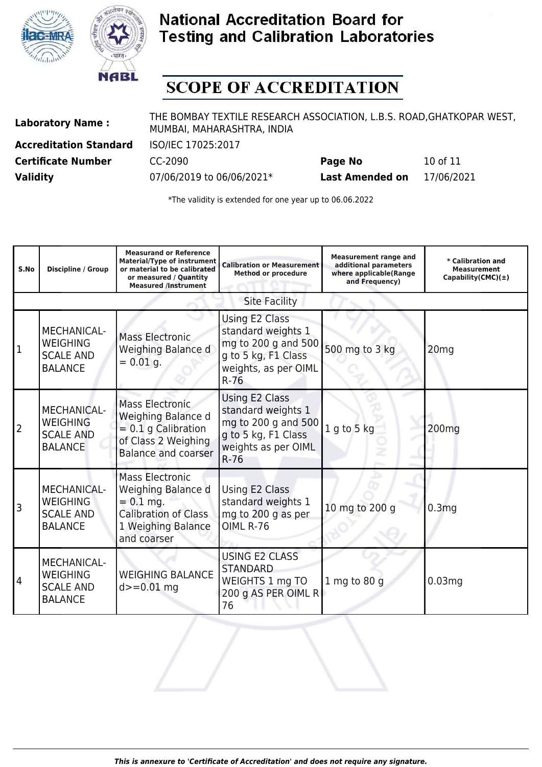# National Accreditation Board for Testing and Calibration Laboratories

## SCOPE OF ACCREDITATION

| | | | |
|---|---|---|---|
| **Laboratory Name :** | THE BOMBAY TEXTILE RESEARCH ASSOCIATION, L.B.S. ROAD,GHATKOPAR WEST, MUMBAI, MAHARASHTRA, INDIA | | |
| **Accreditation Standard** | ISO/IEC 17025:2017 | | |
| **Certificate Number** | CC-2090 | **Page No** | 10 of 11 |
| **Validity** | 07/06/2019 to 06/06/2021* | **Last Amended on** | 17/06/2021 |

*The validity is extended for one year up to 06.06.2022

| S.No | Discipline / Group | Measurand or Reference Material/Type of instrument or material to be calibrated or measured / Quantity Measured /Instrument | Calibration or Measurement Method or procedure | Measurement range and additional parameters where applicable(Range and Frequency) | * Calibration and Measurement Capability(CMC)(±) |
|---|---|---|---|---|---|
| | | | Site Facility | | |
| 1 | MECHANICAL- WEIGHING SCALE AND BALANCE | Mass Electronic Weighing Balance d = 0.01 g. | Using E2 Class standard weights 1 mg to 200 g and 500 g to 5 kg, F1 Class weights, as per OIML R-76 | 500 mg to 3 kg | 20mg |
| 2 | MECHANICAL- WEIGHING SCALE AND BALANCE | Mass Electronic Weighing Balance d = 0.1 g Calibration of Class 2 Weighing Balance and coarser | Using E2 Class standard weights 1 mg to 200 g and 500 g to 5 kg, F1 Class weights as per OIML R-76 | 1 g to 5 kg | 200mg |
| 3 | MECHANICAL- WEIGHING SCALE AND BALANCE | Mass Electronic Weighing Balance d = 0.1 mg. Calibration of Class 1 Weighing Balance and coarser | Using E2 Class standard weights 1 mg to 200 g as per OIML R-76 | 10 mg to 200 g | 0.3mg |
| 4 | MECHANICAL- WEIGHING SCALE AND BALANCE | WEIGHING BALANCE d>=0.01 mg | USING E2 CLASS STANDARD WEIGHTS 1 mg TO 200 g AS PER OIML R 76 | 1 mg to 80 g | 0.03mg |

*This is annexure to 'Certificate of Accreditation' and does not require any signature.*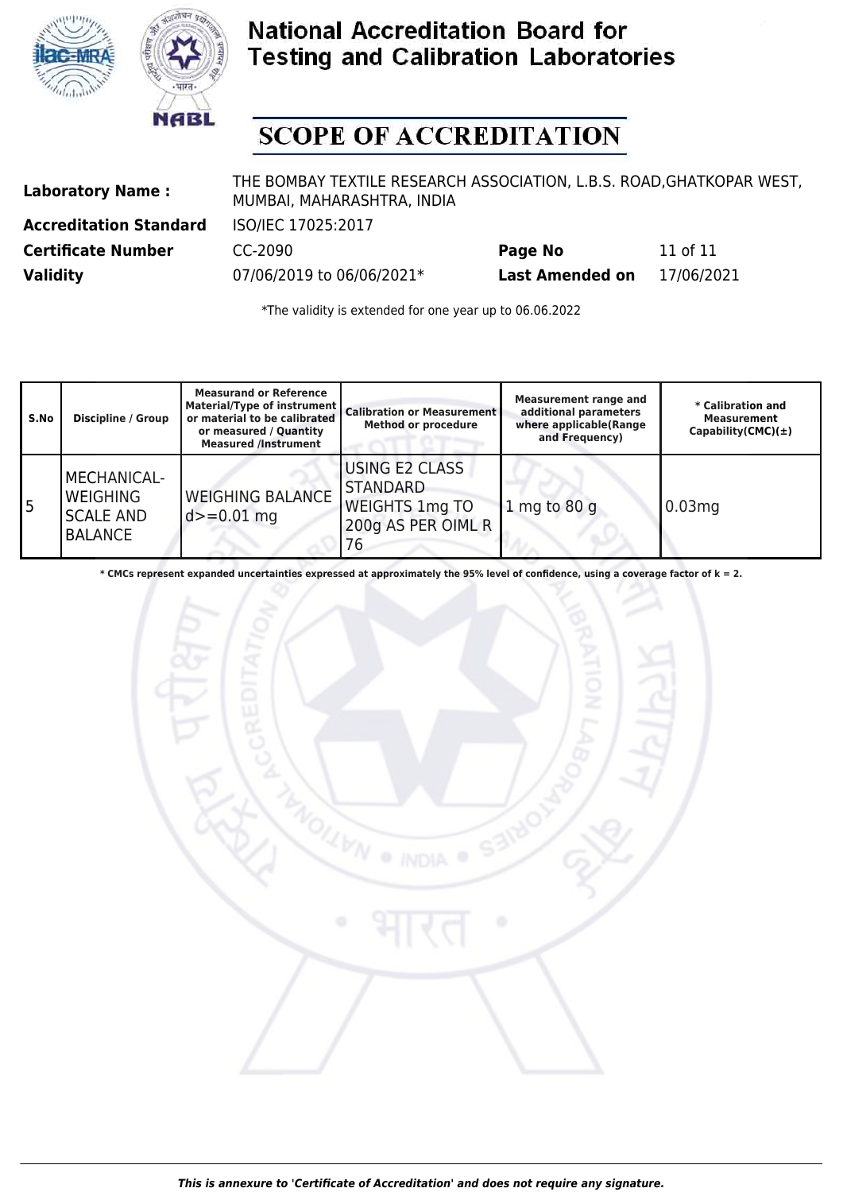# National Accreditation Board for Testing and Calibration Laboratories

## SCOPE OF ACCREDITATION

| | | | |
|---|---|---|---|
| **Laboratory Name :** | THE BOMBAY TEXTILE RESEARCH ASSOCIATION, L.B.S. ROAD,GHATKOPAR WEST, MUMBAI, MAHARASHTRA, INDIA | | |
| **Accreditation Standard** | ISO/IEC 17025:2017 | | |
| **Certificate Number** | CC-2090 | **Page No** | 11 of 11 |
| **Validity** | 07/06/2019 to 06/06/2021* | **Last Amended on** | 17/06/2021 |

*The validity is extended for one year up to 06.06.2022

| S.No | Discipline / Group | Measurand or Reference Material/Type of instrument or material to be calibrated or measured / Quantity Measured /Instrument | Calibration or Measurement Method or procedure | Measurement range and additional parameters where applicable(Range and Frequency) | * Calibration and Measurement Capability(CMC)(±) |
|---|---|---|---|---|---|
| 5 | MECHANICAL- WEIGHING SCALE AND BALANCE | WEIGHING BALANCE d>=0.01 mg | USING E2 CLASS STANDARD WEIGHTS 1mg TO 200g AS PER OIML R 76 | 1 mg to 80 g | 0.03mg |

**\* CMCs represent expanded uncertainties expressed at approximately the 95% level of confidence, using a coverage factor of k = 2.**

*This is annexure to 'Certificate of Accreditation' and does not require any signature.*